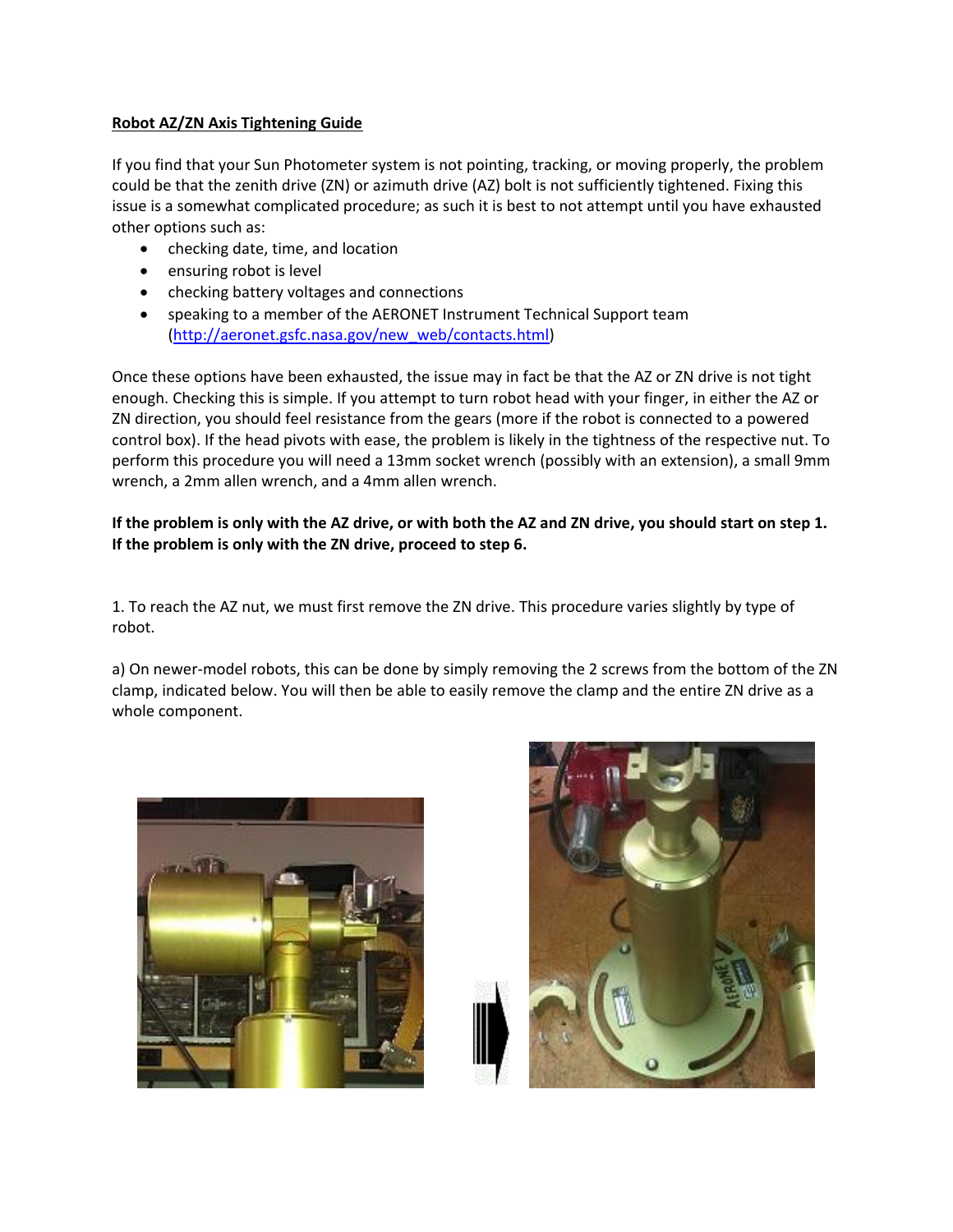**Robot AZ/ZN Axis Tightening Guide**

If you find that your Sun Photometer system is not pointing, tracking, or moving properly, the problem could be that the zenith drive (ZN) or azimuth drive (AZ) bolt is not sufficiently tightened. Fixing this issue is a somewhat complicated procedure; as such it is best to not attempt until you have exhausted other options such as:

- checking date, time, and location
- ensuring robot is level
- checking battery voltages and connections
- speaking to a member of the AERONET Instrument Technical Support team (http://aeronet.gsfc.nasa.gov/new_web/contacts.html)

Once these options have been exhausted, the issue may in fact be that the AZ or ZN drive is not tight enough. Checking this is simple. If you attempt to turn robot head with your finger, in either the AZ or ZN direction, you should feel resistance from the gears (more if the robot is connected to a powered control box). If the head pivots with ease, the problem is likely in the tightness of the respective nut. To perform this procedure you will need a 13mm socket wrench (possibly with an extension), a small 9mm wrench, a 2mm allen wrench, and a 4mm allen wrench.

**If the problem is only with the AZ drive, or with both the AZ and ZN drive, you should start on step 1. If the problem is only with the ZN drive, proceed to step 6.**

1. To reach the AZ nut, we must first remove the ZN drive. This procedure varies slightly by type of robot.

a) On newer-model robots, this can be done by simply removing the 2 screws from the bottom of the ZN clamp, indicated below. You will then be able to easily remove the clamp and the entire ZN drive as a whole component.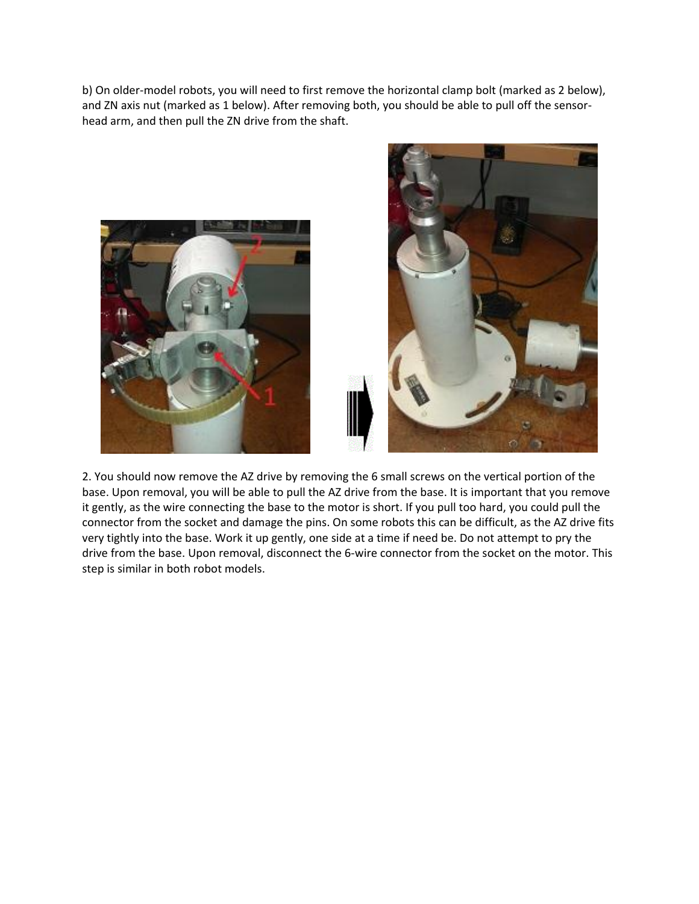b) On older-model robots, you will need to first remove the horizontal clamp bolt (marked as 2 below), and ZN axis nut (marked as 1 below). After removing both, you should be able to pull off the sensor-head arm, and then pull the ZN drive from the shaft.

2. You should now remove the AZ drive by removing the 6 small screws on the vertical portion of the base. Upon removal, you will be able to pull the AZ drive from the base. It is important that you remove it gently, as the wire connecting the base to the motor is short. If you pull too hard, you could pull the connector from the socket and damage the pins. On some robots this can be difficult, as the AZ drive fits very tightly into the base. Work it up gently, one side at a time if need be. Do not attempt to pry the drive from the base. Upon removal, disconnect the 6-wire connector from the socket on the motor. This step is similar in both robot models.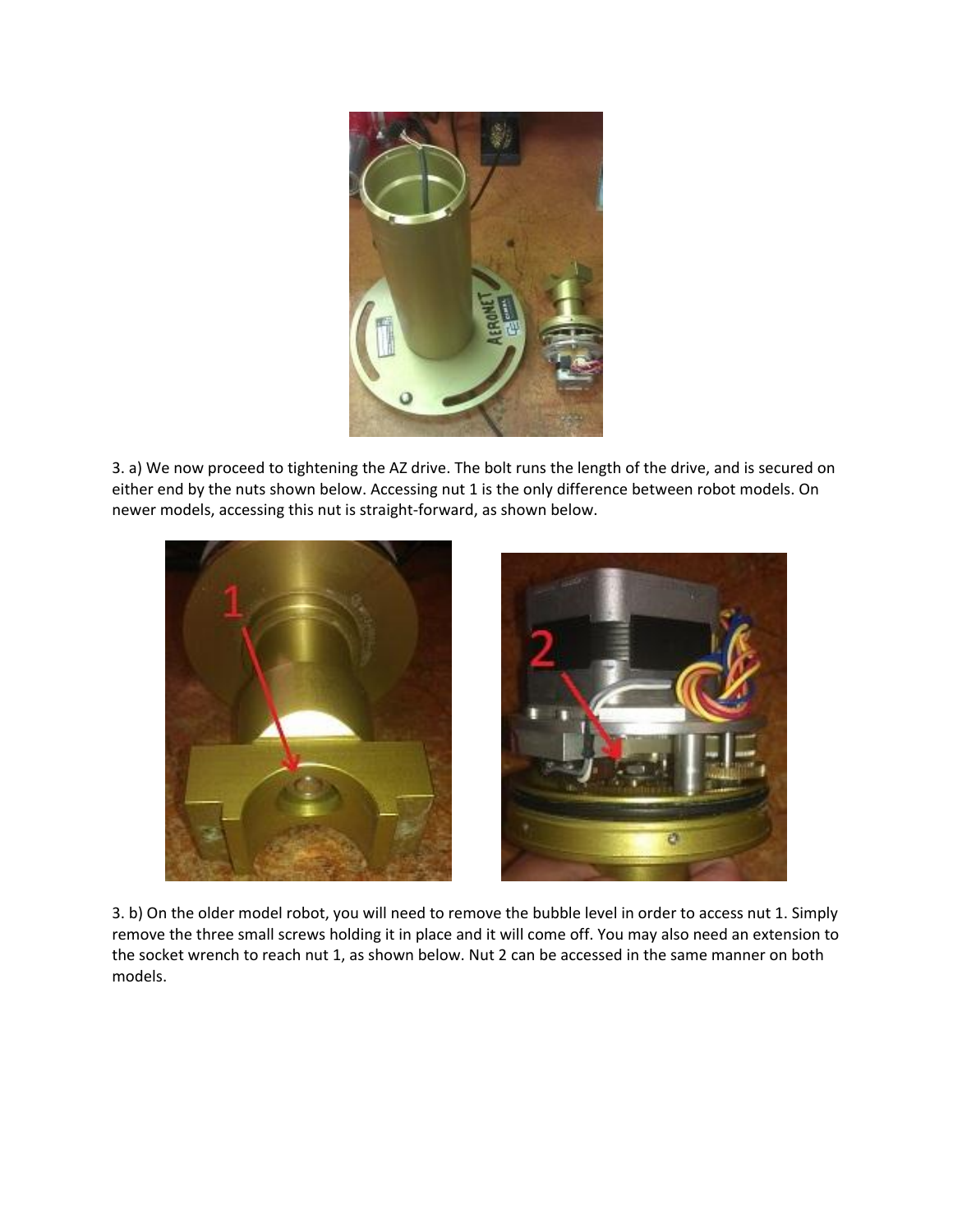3. a) We now proceed to tightening the AZ drive. The bolt runs the length of the drive, and is secured on either end by the nuts shown below. Accessing nut 1 is the only difference between robot models. On newer models, accessing this nut is straight-forward, as shown below.

3. b) On the older model robot, you will need to remove the bubble level in order to access nut 1. Simply remove the three small screws holding it in place and it will come off. You may also need an extension to the socket wrench to reach nut 1, as shown below. Nut 2 can be accessed in the same manner on both models.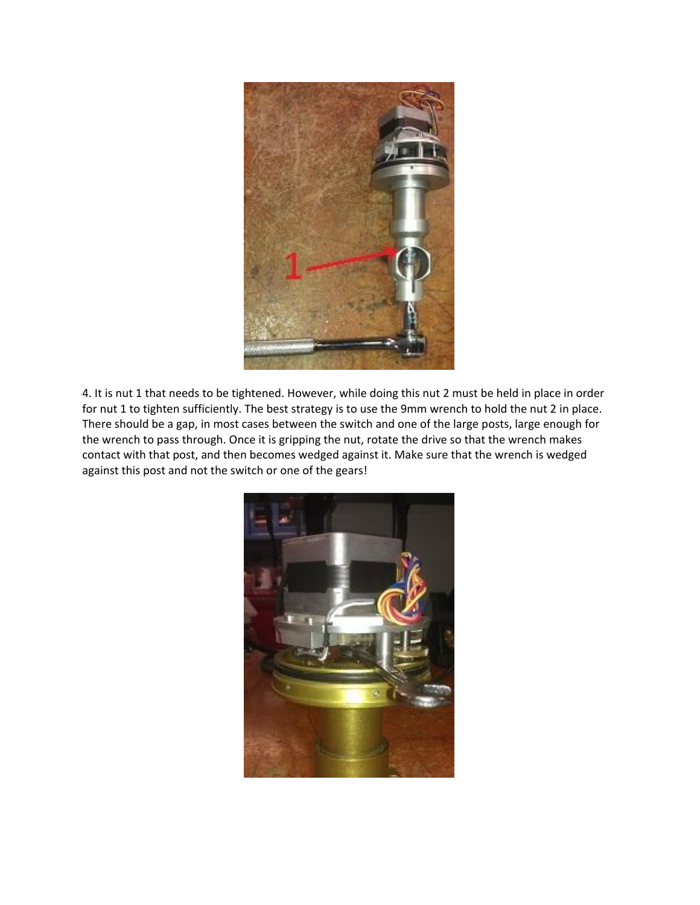4. It is nut 1 that needs to be tightened. However, while doing this nut 2 must be held in place in order for nut 1 to tighten sufficiently. The best strategy is to use the 9mm wrench to hold the nut 2 in place. There should be a gap, in most cases between the switch and one of the large posts, large enough for the wrench to pass through. Once it is gripping the nut, rotate the drive so that the wrench makes contact with that post, and then becomes wedged against it. Make sure that the wrench is wedged against this post and not the switch or one of the gears!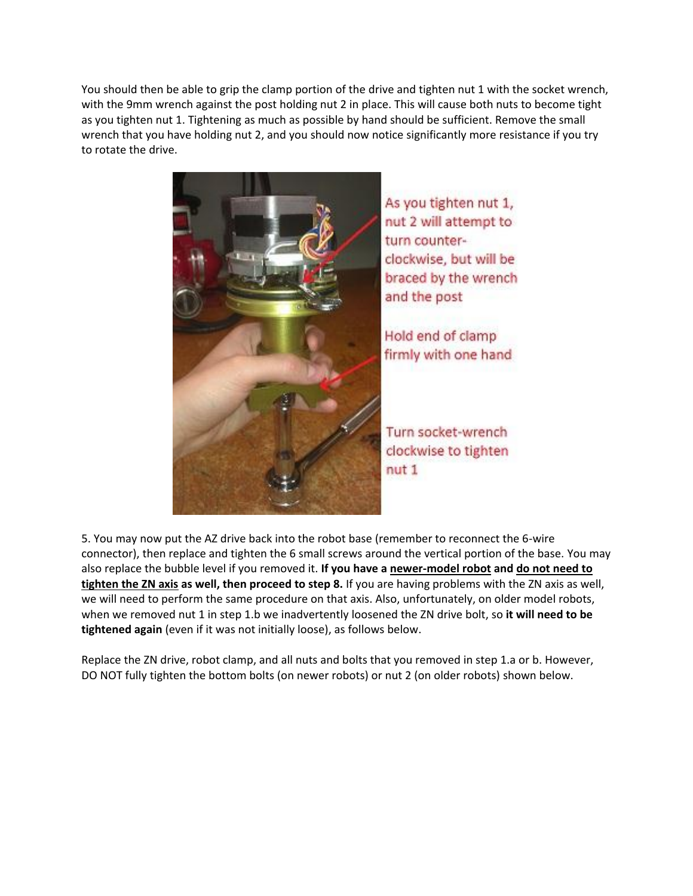You should then be able to grip the clamp portion of the drive and tighten nut 1 with the socket wrench, with the 9mm wrench against the post holding nut 2 in place. This will cause both nuts to become tight as you tighten nut 1. Tightening as much as possible by hand should be sufficient. Remove the small wrench that you have holding nut 2, and you should now notice significantly more resistance if you try to rotate the drive.

As you tighten nut 1, nut 2 will attempt to turn counter-clockwise, but will be braced by the wrench and the post

Hold end of clamp firmly with one hand

Turn socket-wrench clockwise to tighten nut 1

5. You may now put the AZ drive back into the robot base (remember to reconnect the 6-wire connector), then replace and tighten the 6 small screws around the vertical portion of the base. You may also replace the bubble level if you removed it. **If you have a <u>newer-model robot</u> and <u>do not need to tighten the ZN axis</u> as well, then proceed to step 8.** If you are having problems with the ZN axis as well, we will need to perform the same procedure on that axis. Also, unfortunately, on older model robots, when we removed nut 1 in step 1.b we inadvertently loosened the ZN drive bolt, so **it will need to be tightened again** (even if it was not initially loose), as follows below.

Replace the ZN drive, robot clamp, and all nuts and bolts that you removed in step 1.a or b. However, DO NOT fully tighten the bottom bolts (on newer robots) or nut 2 (on older robots) shown below.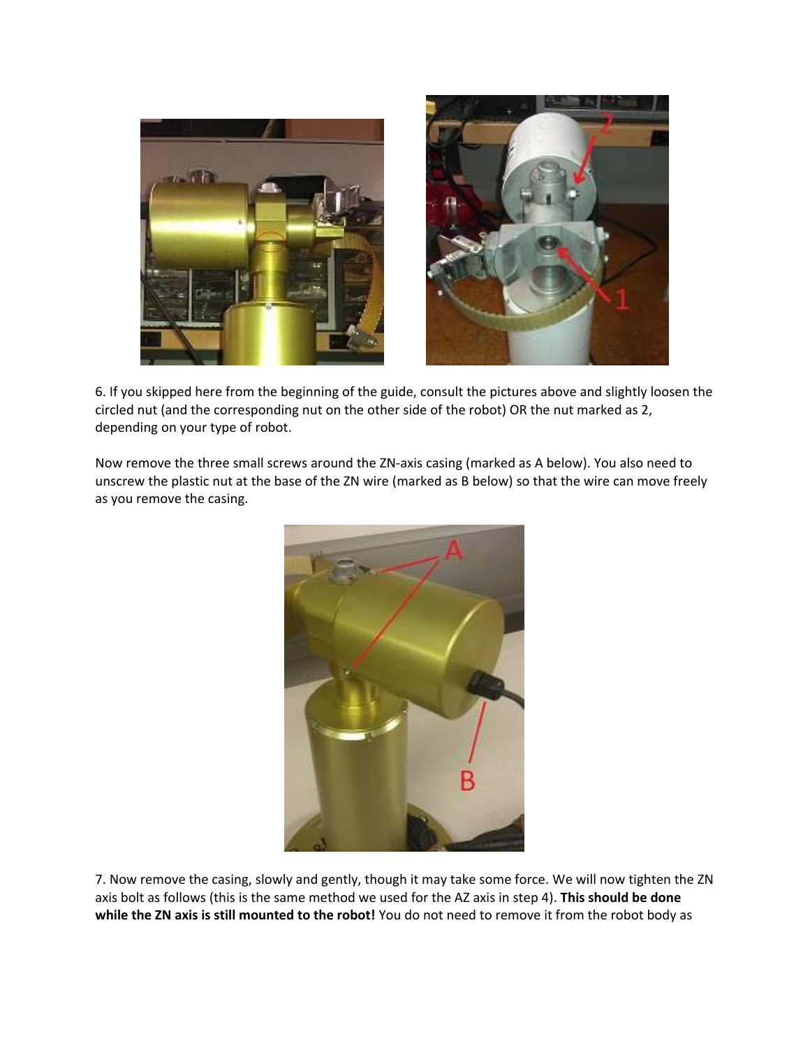6. If you skipped here from the beginning of the guide, consult the pictures above and slightly loosen the circled nut (and the corresponding nut on the other side of the robot) OR the nut marked as 2, depending on your type of robot.

Now remove the three small screws around the ZN-axis casing (marked as A below). You also need to unscrew the plastic nut at the base of the ZN wire (marked as B below) so that the wire can move freely as you remove the casing.

7. Now remove the casing, slowly and gently, though it may take some force. We will now tighten the ZN axis bolt as follows (this is the same method we used for the AZ axis in step 4). **This should be done while the ZN axis is still mounted to the robot!** You do not need to remove it from the robot body as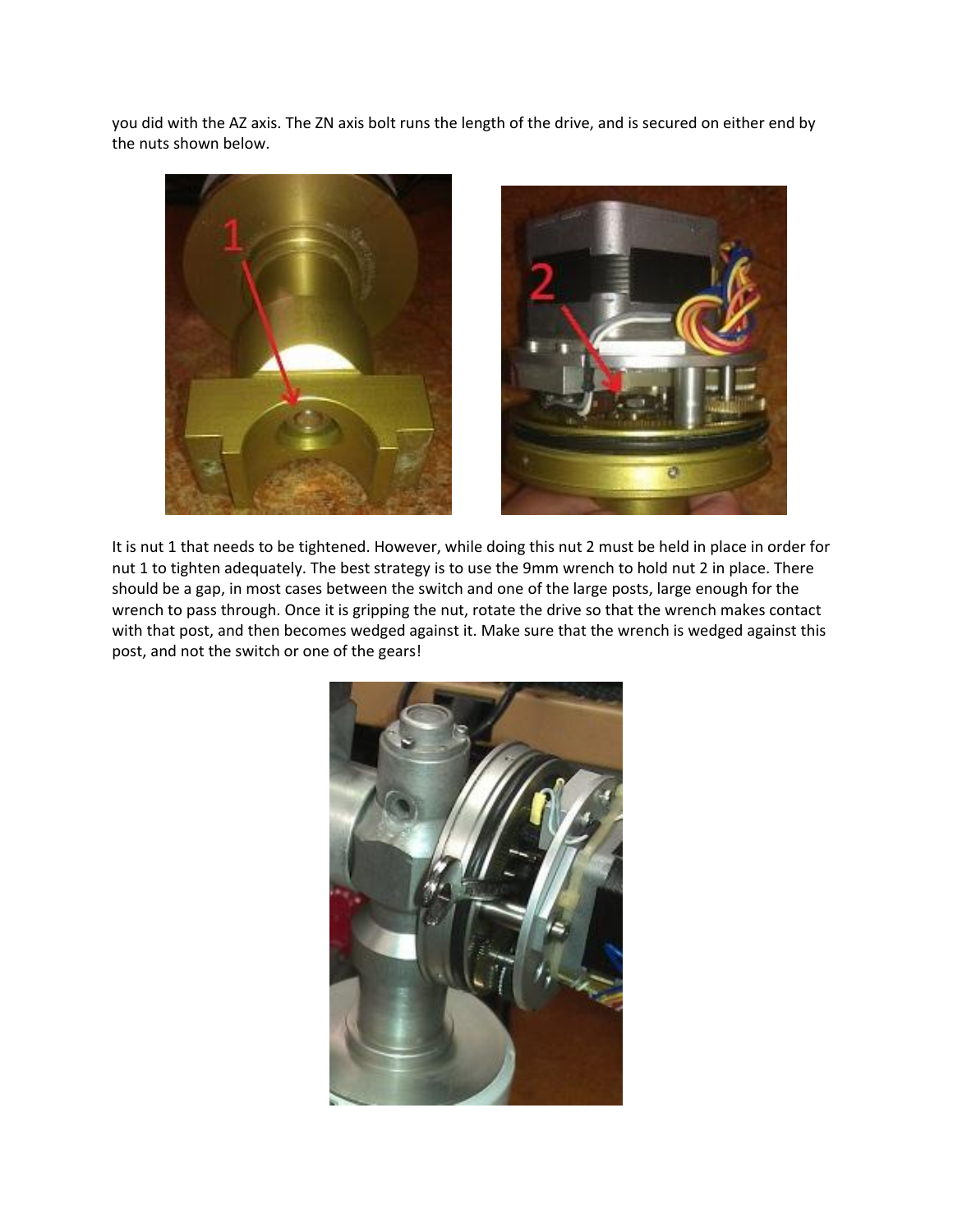you did with the AZ axis. The ZN axis bolt runs the length of the drive, and is secured on either end by the nuts shown below.

It is nut 1 that needs to be tightened. However, while doing this nut 2 must be held in place in order for nut 1 to tighten adequately. The best strategy is to use the 9mm wrench to hold nut 2 in place. There should be a gap, in most cases between the switch and one of the large posts, large enough for the wrench to pass through. Once it is gripping the nut, rotate the drive so that the wrench makes contact with that post, and then becomes wedged against it. Make sure that the wrench is wedged against this post, and not the switch or one of the gears!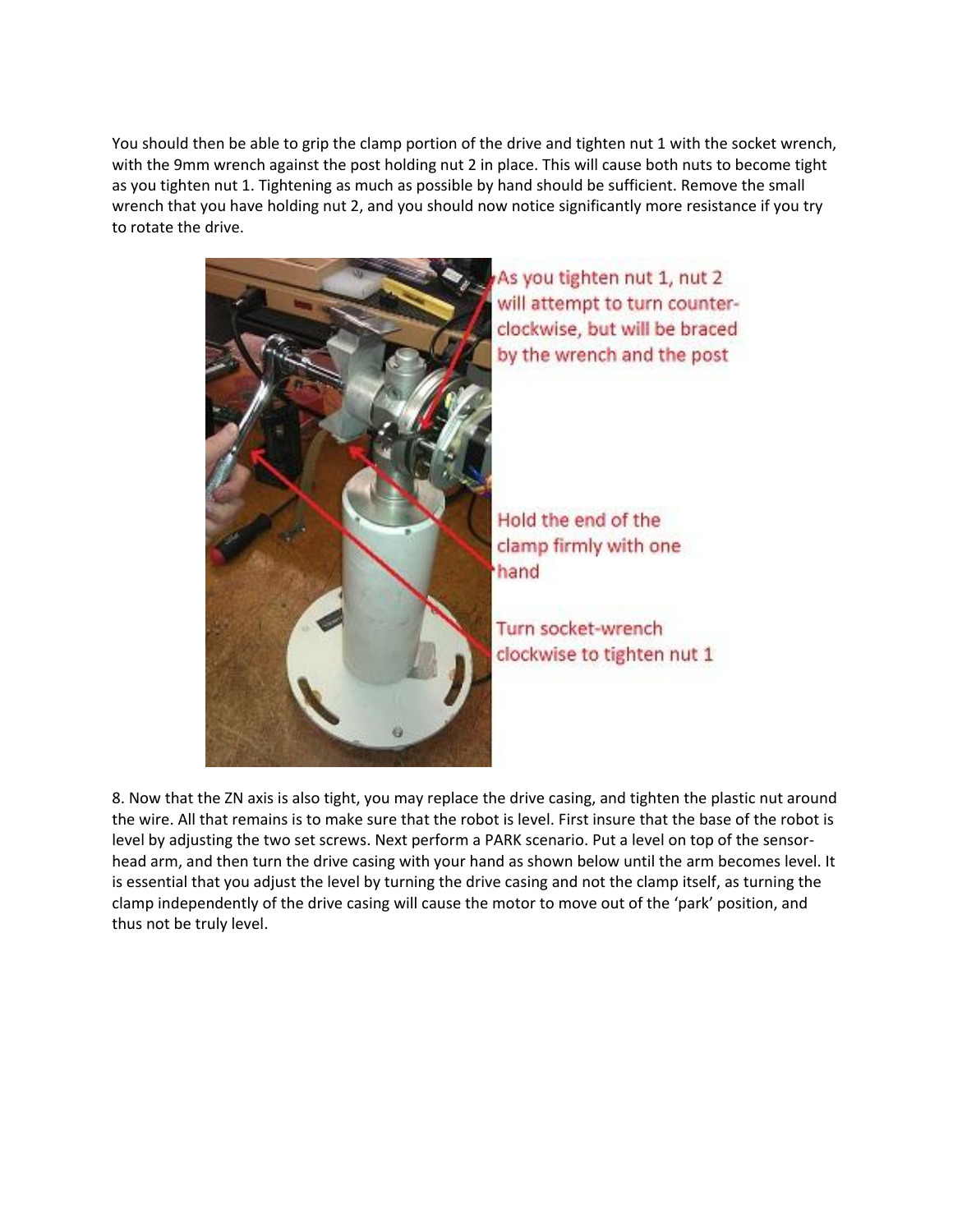You should then be able to grip the clamp portion of the drive and tighten nut 1 with the socket wrench, with the 9mm wrench against the post holding nut 2 in place. This will cause both nuts to become tight as you tighten nut 1. Tightening as much as possible by hand should be sufficient. Remove the small wrench that you have holding nut 2, and you should now notice significantly more resistance if you try to rotate the drive.

As you tighten nut 1, nut 2 will attempt to turn counter-clockwise, but will be braced by the wrench and the post

Hold the end of the clamp firmly with one hand

Turn socket-wrench clockwise to tighten nut 1

8. Now that the ZN axis is also tight, you may replace the drive casing, and tighten the plastic nut around the wire. All that remains is to make sure that the robot is level. First insure that the base of the robot is level by adjusting the two set screws. Next perform a PARK scenario. Put a level on top of the sensor-head arm, and then turn the drive casing with your hand as shown below until the arm becomes level. It is essential that you adjust the level by turning the drive casing and not the clamp itself, as turning the clamp independently of the drive casing will cause the motor to move out of the 'park' position, and thus not be truly level.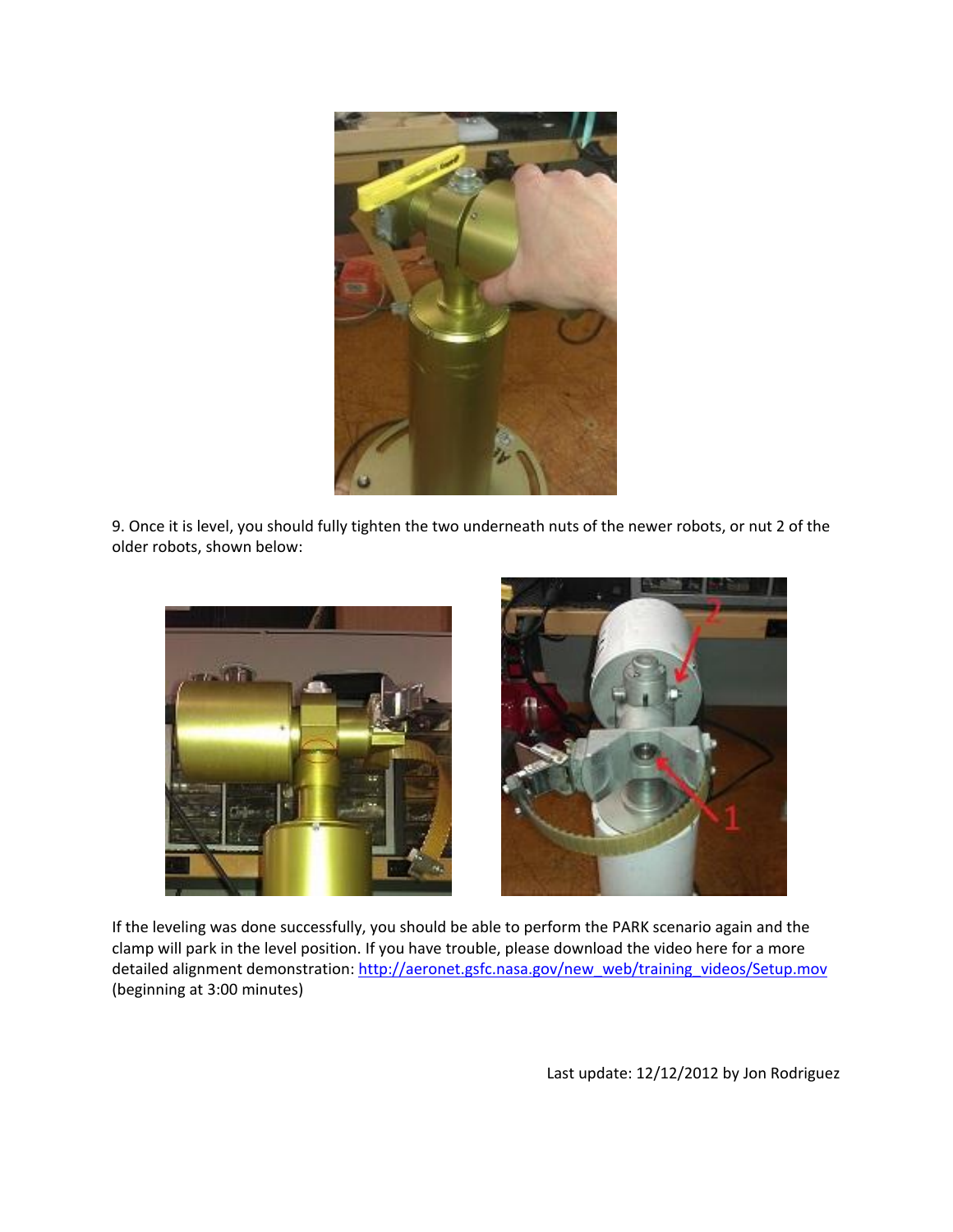9. Once it is level, you should fully tighten the two underneath nuts of the newer robots, or nut 2 of the older robots, shown below:

If the leveling was done successfully, you should be able to perform the PARK scenario again and the clamp will park in the level position. If you have trouble, please download the video here for a more detailed alignment demonstration: http://aeronet.gsfc.nasa.gov/new_web/training_videos/Setup.mov (beginning at 3:00 minutes)

Last update: 12/12/2012 by Jon Rodriguez